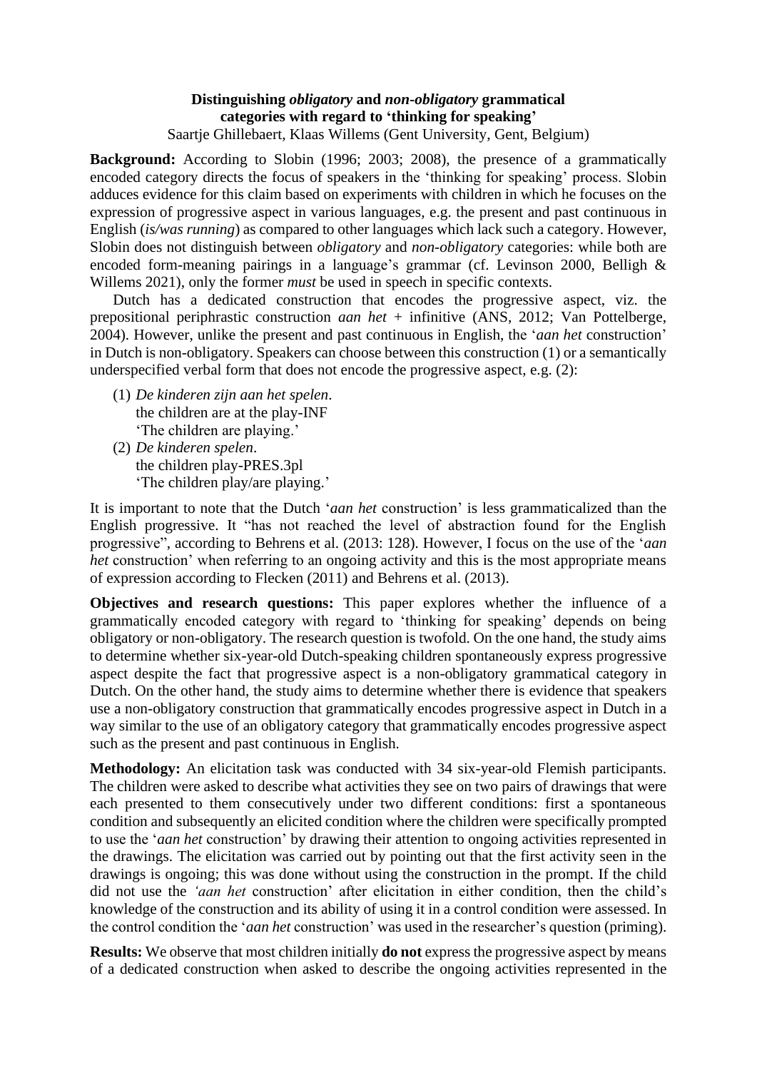**Distinguishing *obligatory* and *non-obligatory* grammatical categories with regard to 'thinking for speaking'**

Saartje Ghillebaert, Klaas Willems (Gent University, Gent, Belgium)

**Background:** According to Slobin (1996; 2003; 2008), the presence of a grammatically encoded category directs the focus of speakers in the 'thinking for speaking' process. Slobin adduces evidence for this claim based on experiments with children in which he focuses on the expression of progressive aspect in various languages, e.g. the present and past continuous in English (*is/was running*) as compared to other languages which lack such a category. However, Slobin does not distinguish between *obligatory* and *non-obligatory* categories: while both are encoded form-meaning pairings in a language's grammar (cf. Levinson 2000, Belligh & Willems 2021), only the former *must* be used in speech in specific contexts.

Dutch has a dedicated construction that encodes the progressive aspect, viz. the prepositional periphrastic construction *aan het* + infinitive (ANS, 2012; Van Pottelberge, 2004). However, unlike the present and past continuous in English, the '*aan het* construction' in Dutch is non-obligatory. Speakers can choose between this construction (1) or a semantically underspecified verbal form that does not encode the progressive aspect, e.g. (2):

(1) *De kinderen zijn aan het spelen*.
 the children are at the play-INF
 'The children are playing.'

(2) *De kinderen spelen*.
 the children play-PRES.3pl
 'The children play/are playing.'

It is important to note that the Dutch '*aan het* construction' is less grammaticalized than the English progressive. It "has not reached the level of abstraction found for the English progressive", according to Behrens et al. (2013: 128). However, I focus on the use of the '*aan het* construction' when referring to an ongoing activity and this is the most appropriate means of expression according to Flecken (2011) and Behrens et al. (2013).

**Objectives and research questions:** This paper explores whether the influence of a grammatically encoded category with regard to 'thinking for speaking' depends on being obligatory or non-obligatory. The research question is twofold. On the one hand, the study aims to determine whether six-year-old Dutch-speaking children spontaneously express progressive aspect despite the fact that progressive aspect is a non-obligatory grammatical category in Dutch. On the other hand, the study aims to determine whether there is evidence that speakers use a non-obligatory construction that grammatically encodes progressive aspect in Dutch in a way similar to the use of an obligatory category that grammatically encodes progressive aspect such as the present and past continuous in English.

**Methodology:** An elicitation task was conducted with 34 six-year-old Flemish participants. The children were asked to describe what activities they see on two pairs of drawings that were each presented to them consecutively under two different conditions: first a spontaneous condition and subsequently an elicited condition where the children were specifically prompted to use the '*aan het* construction' by drawing their attention to ongoing activities represented in the drawings. The elicitation was carried out by pointing out that the first activity seen in the drawings is ongoing; this was done without using the construction in the prompt. If the child did not use the *'aan het* construction' after elicitation in either condition, then the child's knowledge of the construction and its ability of using it in a control condition were assessed. In the control condition the '*aan het* construction' was used in the researcher's question (priming).

**Results:** We observe that most children initially **do not** express the progressive aspect by means of a dedicated construction when asked to describe the ongoing activities represented in the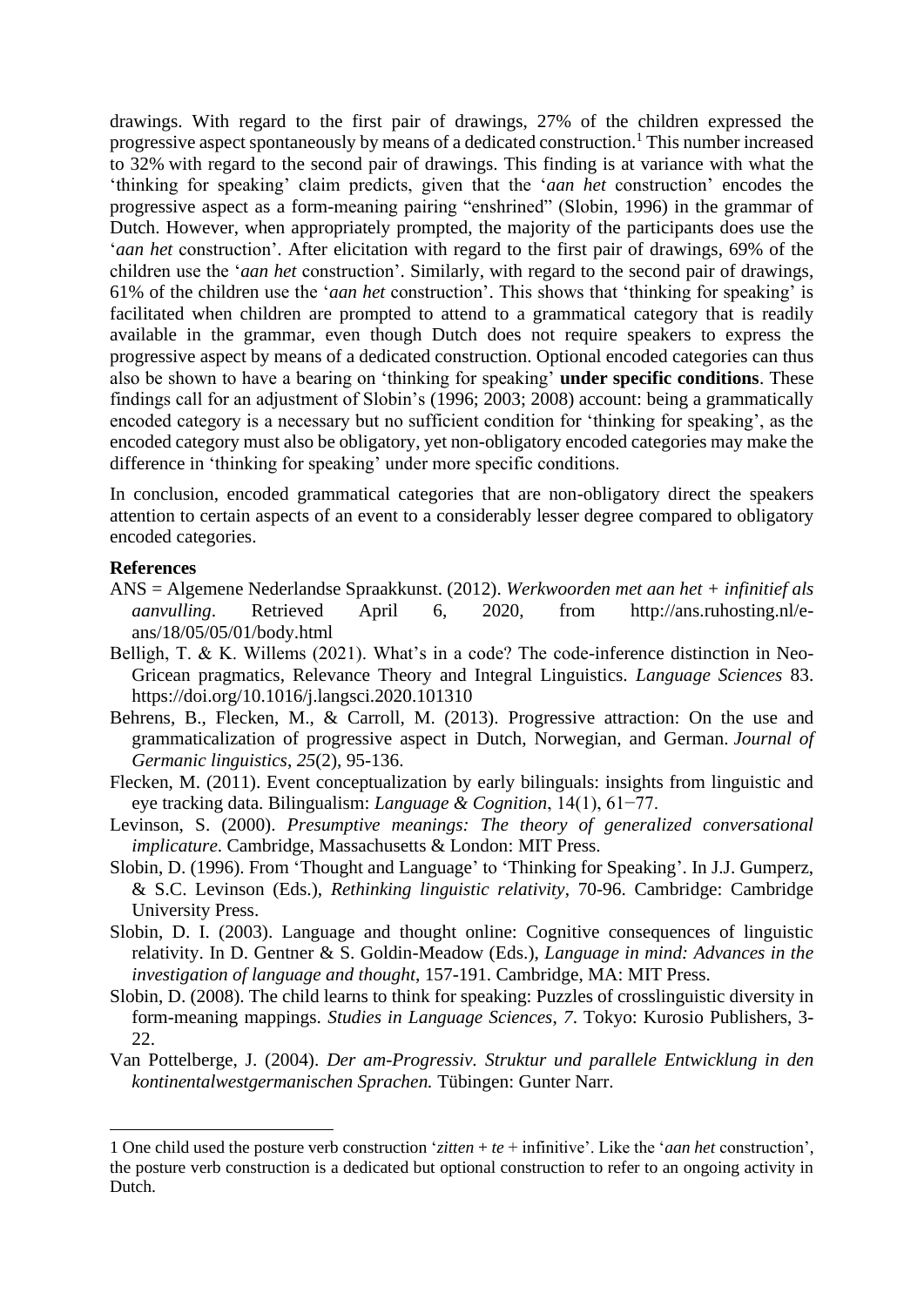drawings. With regard to the first pair of drawings, 27% of the children expressed the progressive aspect spontaneously by means of a dedicated construction.[1] This number increased to 32% with regard to the second pair of drawings. This finding is at variance with what the 'thinking for speaking' claim predicts, given that the '*aan het* construction' encodes the progressive aspect as a form-meaning pairing "enshrined" (Slobin, 1996) in the grammar of Dutch. However, when appropriately prompted, the majority of the participants does use the '*aan het* construction'. After elicitation with regard to the first pair of drawings, 69% of the children use the '*aan het* construction'. Similarly, with regard to the second pair of drawings, 61% of the children use the '*aan het* construction'. This shows that 'thinking for speaking' is facilitated when children are prompted to attend to a grammatical category that is readily available in the grammar, even though Dutch does not require speakers to express the progressive aspect by means of a dedicated construction. Optional encoded categories can thus also be shown to have a bearing on 'thinking for speaking' **under specific conditions**. These findings call for an adjustment of Slobin's (1996; 2003; 2008) account: being a grammatically encoded category is a necessary but no sufficient condition for 'thinking for speaking', as the encoded category must also be obligatory, yet non-obligatory encoded categories may make the difference in 'thinking for speaking' under more specific conditions.

In conclusion, encoded grammatical categories that are non-obligatory direct the speakers attention to certain aspects of an event to a considerably lesser degree compared to obligatory encoded categories.

**References**

ANS = Algemene Nederlandse Spraakkunst. (2012). *Werkwoorden met aan het + infinitief als aanvulling*. Retrieved April 6, 2020, from http://ans.ruhosting.nl/e-ans/18/05/05/01/body.html

Belligh, T. & K. Willems (2021). What's in a code? The code-inference distinction in Neo-Gricean pragmatics, Relevance Theory and Integral Linguistics. *Language Sciences* 83. https://doi.org/10.1016/j.langsci.2020.101310

Behrens, B., Flecken, M., & Carroll, M. (2013). Progressive attraction: On the use and grammaticalization of progressive aspect in Dutch, Norwegian, and German. *Journal of Germanic linguistics*, *25*(2), 95-136.

Flecken, M. (2011). Event conceptualization by early bilinguals: insights from linguistic and eye tracking data. Bilingualism: *Language & Cognition*, 14(1), 61−77.

Levinson, S. (2000). *Presumptive meanings: The theory of generalized conversational implicature*. Cambridge, Massachusetts & London: MIT Press.

Slobin, D. (1996). From 'Thought and Language' to 'Thinking for Speaking'. In J.J. Gumperz, & S.C. Levinson (Eds.), *Rethinking linguistic relativity*, 70-96. Cambridge: Cambridge University Press.

Slobin, D. I. (2003). Language and thought online: Cognitive consequences of linguistic relativity. In D. Gentner & S. Goldin-Meadow (Eds.), *Language in mind: Advances in the investigation of language and thought*, 157-191. Cambridge, MA: MIT Press.

Slobin, D. (2008). The child learns to think for speaking: Puzzles of crosslinguistic diversity in form-meaning mappings. *Studies in Language Sciences*, *7*. Tokyo: Kurosio Publishers, 3-22.

Van Pottelberge, J. (2004). *Der am-Progressiv. Struktur und parallele Entwicklung in den kontinentalwestgermanischen Sprachen.* Tübingen: Gunter Narr.

---

1 One child used the posture verb construction '*zitten* + *te* + infinitive'. Like the '*aan het* construction', the posture verb construction is a dedicated but optional construction to refer to an ongoing activity in Dutch.